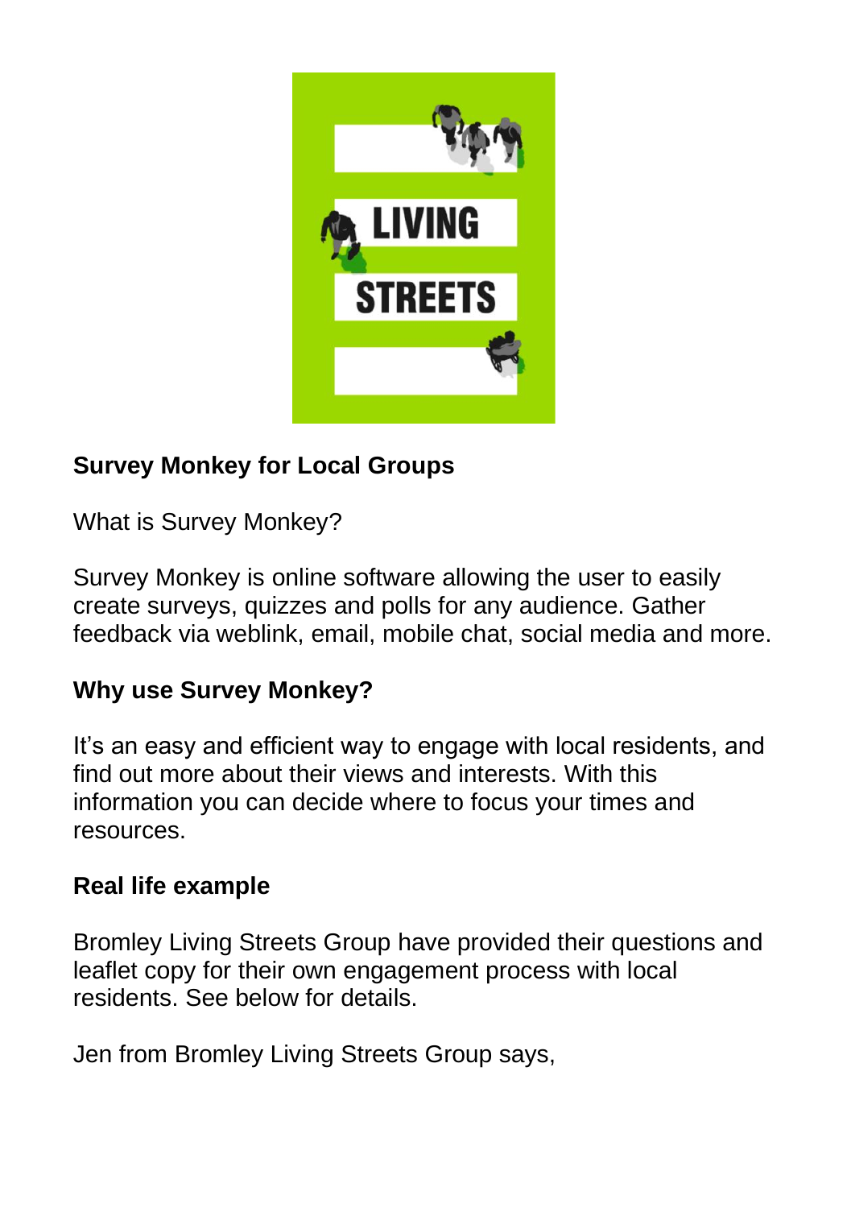**Survey Monkey for Local Groups**

What is Survey Monkey?

Survey Monkey is online software allowing the user to easily create surveys, quizzes and polls for any audience. Gather feedback via weblink, email, mobile chat, social media and more.

**Why use Survey Monkey?**

It's an easy and efficient way to engage with local residents, and find out more about their views and interests. With this information you can decide where to focus your times and resources.

**Real life example**

Bromley Living Streets Group have provided their questions and leaflet copy for their own engagement process with local residents. See below for details.

Jen from Bromley Living Streets Group says,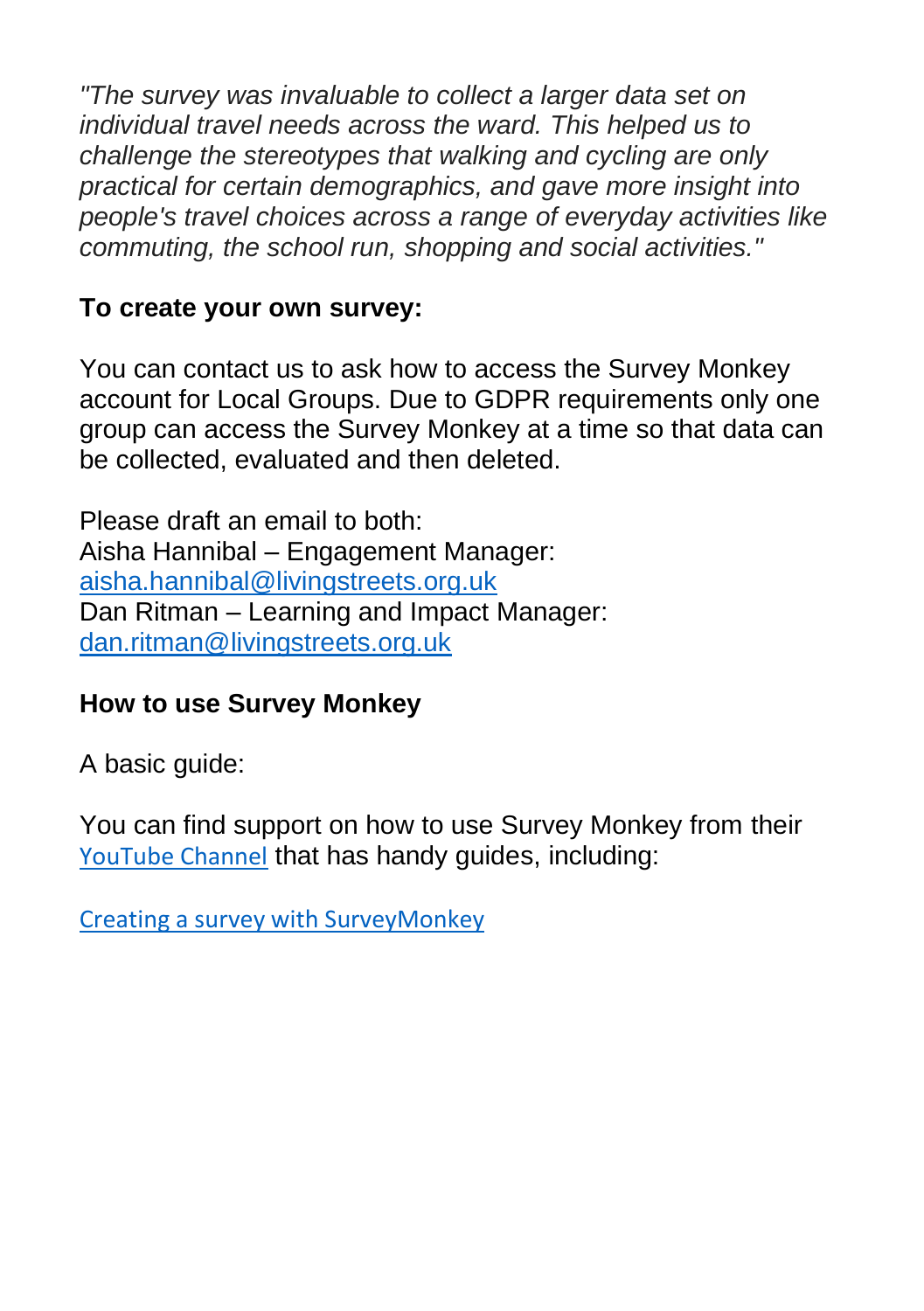*"The survey was invaluable to collect a larger data set on individual travel needs across the ward. This helped us to challenge the stereotypes that walking and cycling are only practical for certain demographics, and gave more insight into people's travel choices across a range of everyday activities like commuting, the school run, shopping and social activities."*

**To create your own survey:**

You can contact us to ask how to access the Survey Monkey account for Local Groups. Due to GDPR requirements only one group can access the Survey Monkey at a time so that data can be collected, evaluated and then deleted.

Please draft an email to both:
Aisha Hannibal – Engagement Manager:
aisha.hannibal@livingstreets.org.uk
Dan Ritman – Learning and Impact Manager:
dan.ritman@livingstreets.org.uk

**How to use Survey Monkey**

A basic guide:

You can find support on how to use Survey Monkey from their YouTube Channel that has handy guides, including:

Creating a survey with SurveyMonkey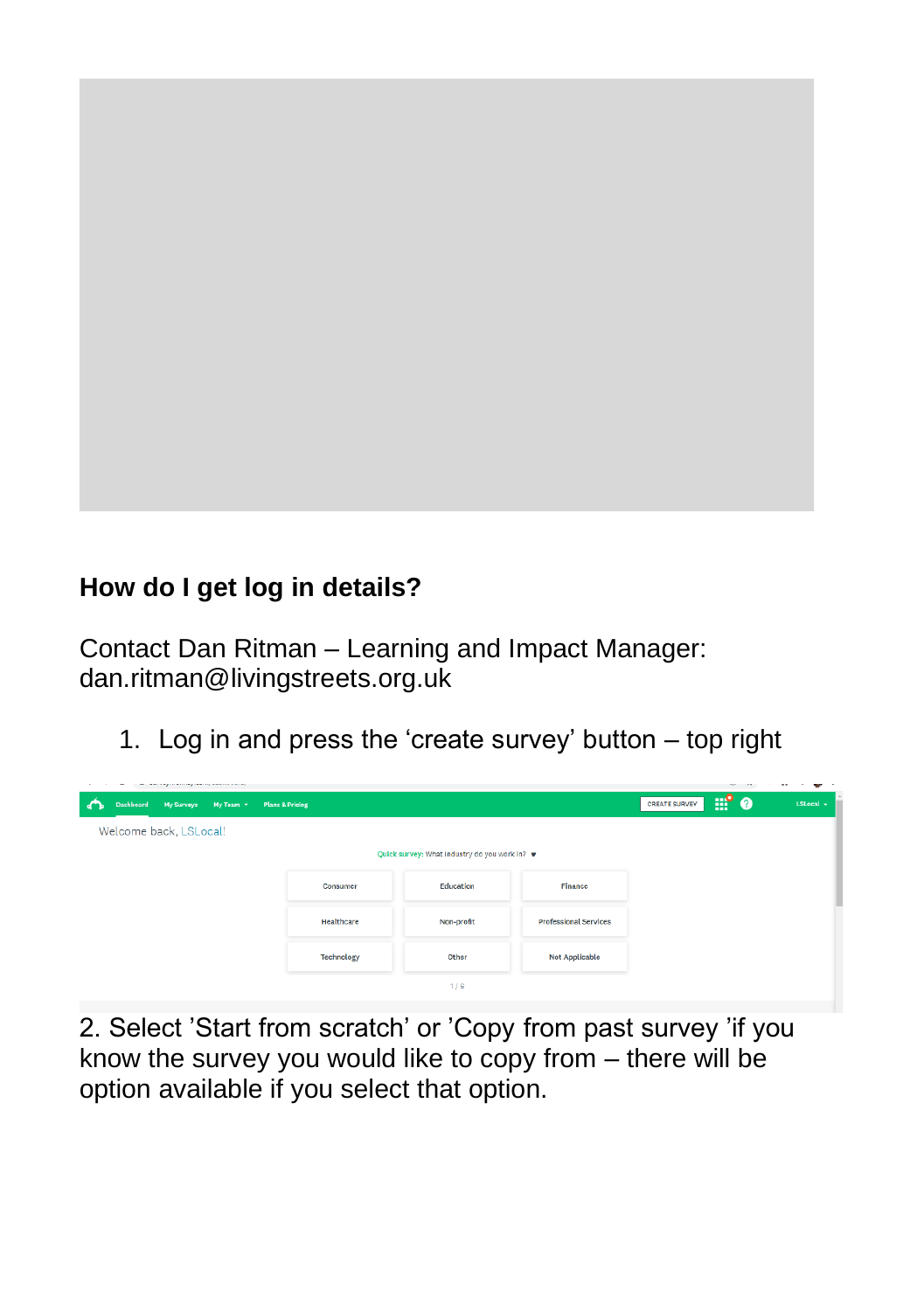## How do I get log in details?

Contact Dan Ritman – Learning and Impact Manager: dan.ritman@livingstreets.org.uk

1. Log in and press the ‘create survey’ button – top right

2. Select ’Start from scratch’ or ’Copy from past survey ’if you know the survey you would like to copy from – there will be option available if you select that option.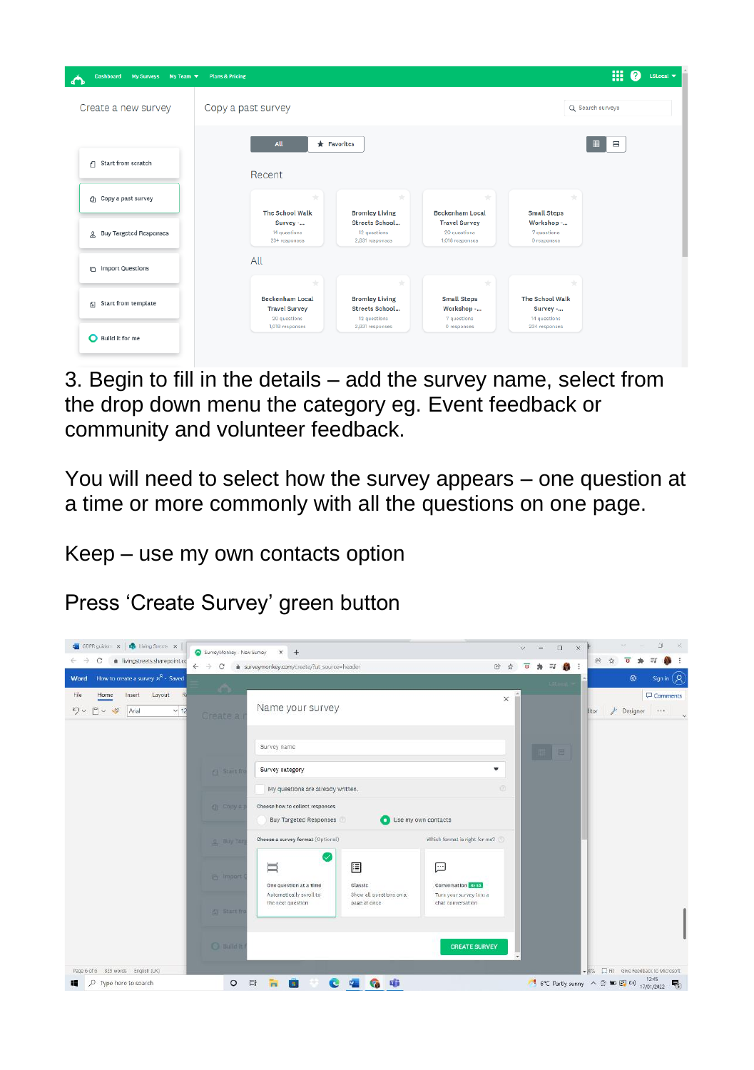3. Begin to fill in the details – add the survey name, select from the drop down menu the category eg. Event feedback or community and volunteer feedback.

You will need to select how the survey appears – one question at a time or more commonly with all the questions on one page.

Keep – use my own contacts option

Press ‘Create Survey’ green button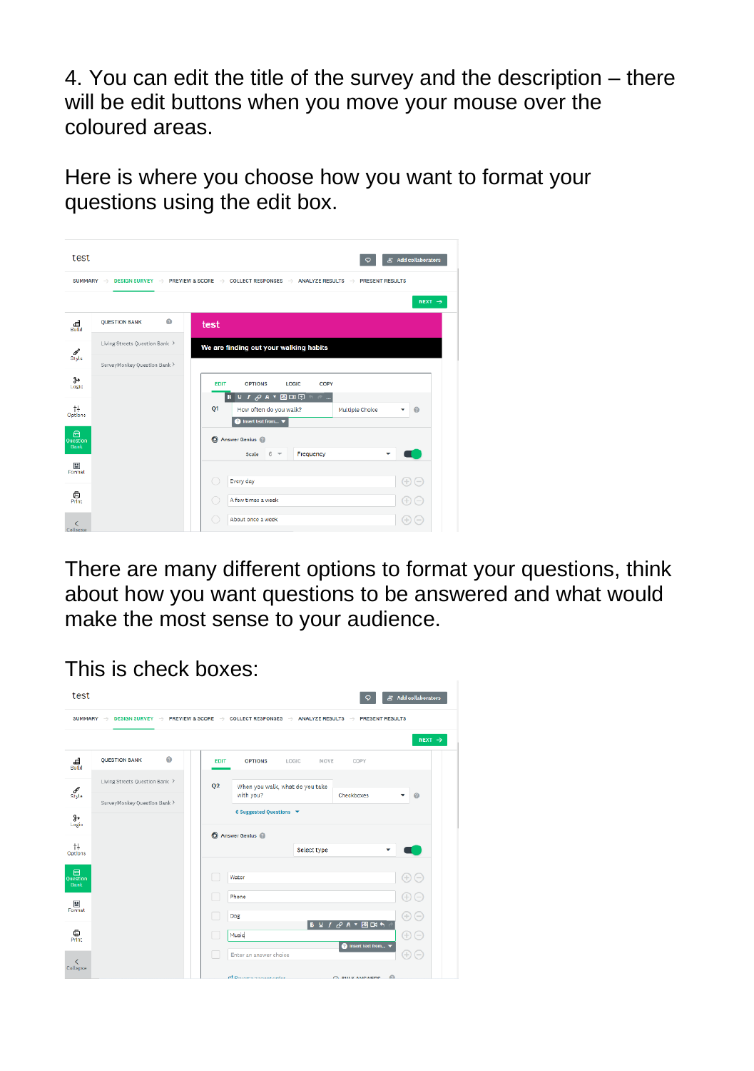4. You can edit the title of the survey and the description – there will be edit buttons when you move your mouse over the coloured areas.

Here is where you choose how you want to format your questions using the edit box.

There are many different options to format your questions, think about how you want questions to be answered and what would make the most sense to your audience.

This is check boxes: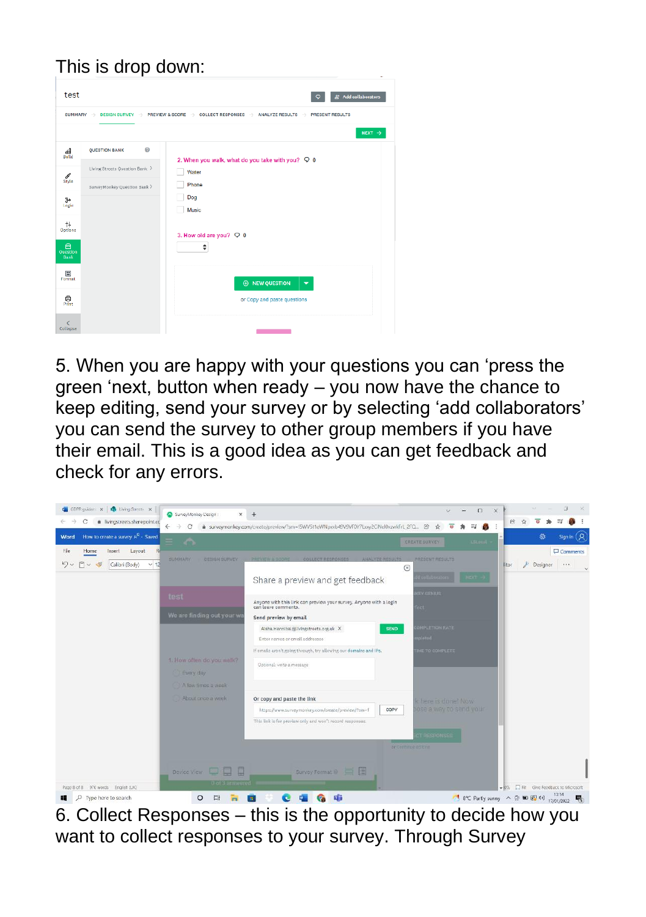This is drop down:

5. When you are happy with your questions you can ‘press the green ‘next, button when ready – you now have the chance to keep editing, send your survey or by selecting ‘add collaborators’ you can send the survey to other group members if you have their email. This is a good idea as you can get feedback and check for any errors.

6. Collect Responses – this is the opportunity to decide how you want to collect responses to your survey. Through Survey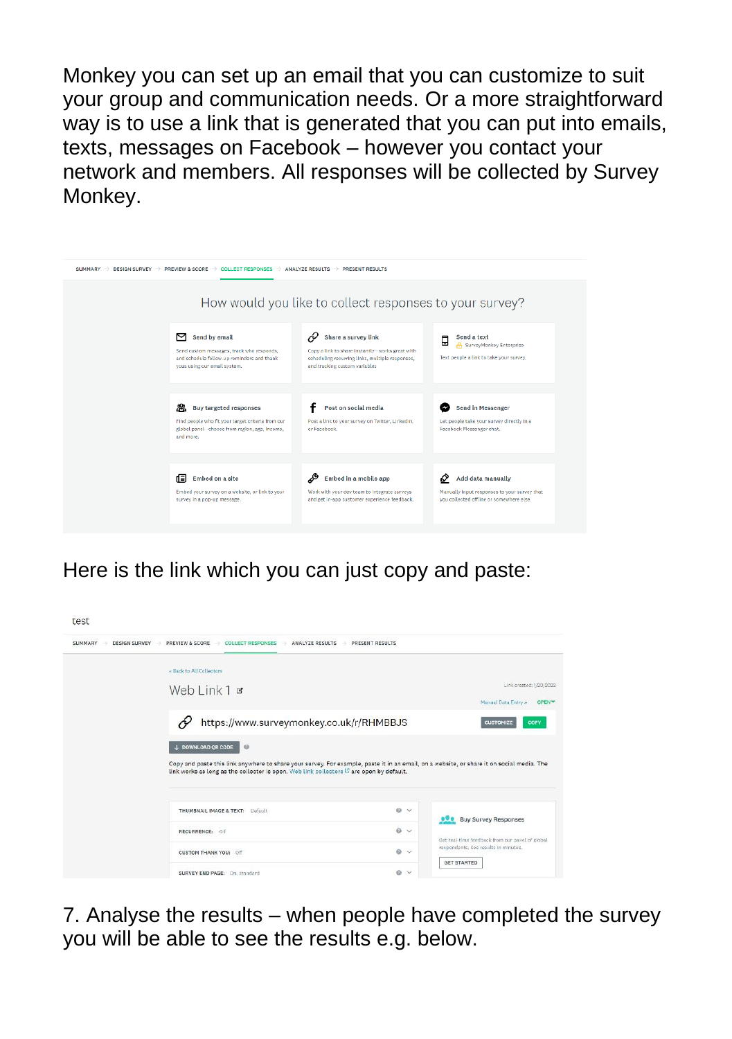Monkey you can set up an email that you can customize to suit your group and communication needs. Or a more straightforward way is to use a link that is generated that you can put into emails, texts, messages on Facebook – however you contact your network and members. All responses will be collected by Survey Monkey.

Here is the link which you can just copy and paste:

7. Analyse the results – when people have completed the survey you will be able to see the results e.g. below.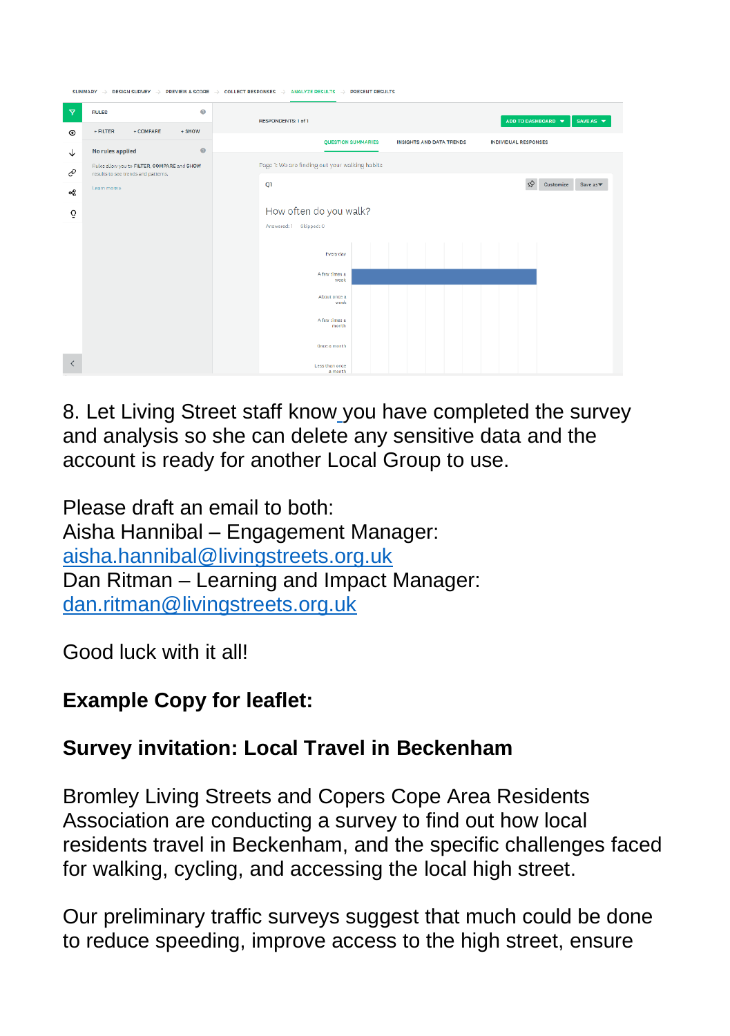8. Let Living Street staff know you have completed the survey and analysis so she can delete any sensitive data and the account is ready for another Local Group to use.

Please draft an email to both:
Aisha Hannibal – Engagement Manager: aisha.hannibal@livingstreets.org.uk
Dan Ritman – Learning and Impact Manager: dan.ritman@livingstreets.org.uk

Good luck with it all!

**Example Copy for leaflet:**

**Survey invitation: Local Travel in Beckenham**

Bromley Living Streets and Copers Cope Area Residents Association are conducting a survey to find out how local residents travel in Beckenham, and the specific challenges faced for walking, cycling, and accessing the local high street.

Our preliminary traffic surveys suggest that much could be done to reduce speeding, improve access to the high street, ensure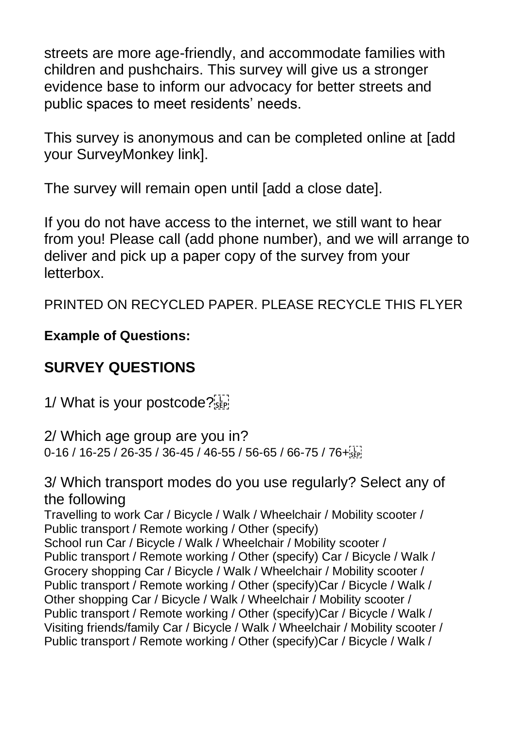streets are more age-friendly, and accommodate families with children and pushchairs. This survey will give us a stronger evidence base to inform our advocacy for better streets and public spaces to meet residents' needs.

This survey is anonymous and can be completed online at [add your SurveyMonkey link].

The survey will remain open until [add a close date].

If you do not have access to the internet, we still want to hear from you! Please call (add phone number), and we will arrange to deliver and pick up a paper copy of the survey from your letterbox.

PRINTED ON RECYCLED PAPER. PLEASE RECYCLE THIS FLYER

**Example of Questions:**

## SURVEY QUESTIONS

1/ What is your postcode?

2/ Which age group are you in?
0-16 / 16-25 / 26-35 / 36-45 / 46-55 / 56-65 / 66-75 / 76+

3/ Which transport modes do you use regularly? Select any of the following
Travelling to work Car / Bicycle / Walk / Wheelchair / Mobility scooter / Public transport / Remote working / Other (specify)
School run Car / Bicycle / Walk / Wheelchair / Mobility scooter / Public transport / Remote working / Other (specify) Car / Bicycle / Walk /
Grocery shopping Car / Bicycle / Walk / Wheelchair / Mobility scooter / Public transport / Remote working / Other (specify)Car / Bicycle / Walk /
Other shopping Car / Bicycle / Walk / Wheelchair / Mobility scooter / Public transport / Remote working / Other (specify)Car / Bicycle / Walk /
Visiting friends/family Car / Bicycle / Walk / Wheelchair / Mobility scooter / Public transport / Remote working / Other (specify)Car / Bicycle / Walk /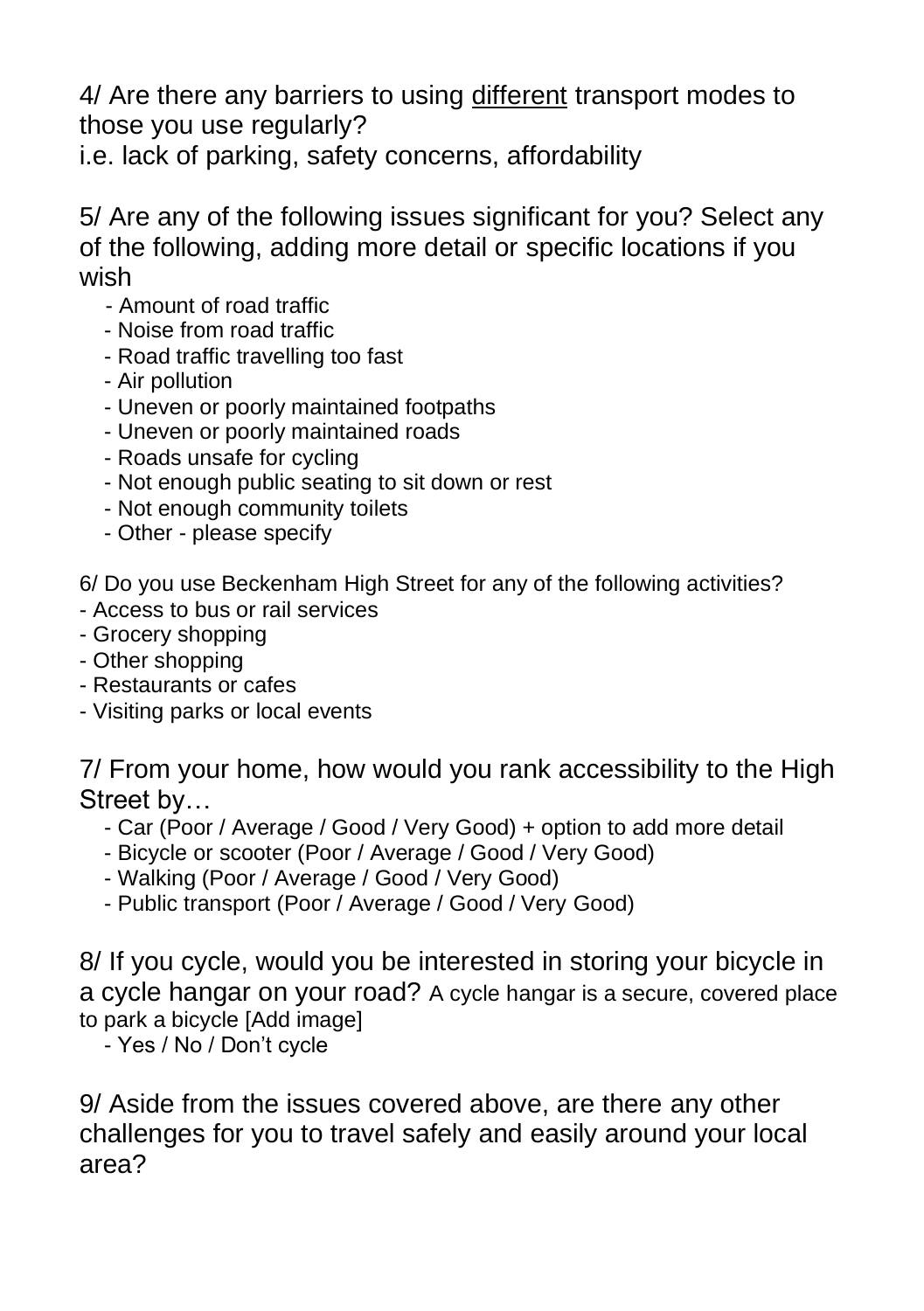4/ Are there any barriers to using <u>different</u> transport modes to those you use regularly?
i.e. lack of parking, safety concerns, affordability

5/ Are any of the following issues significant for you? Select any of the following, adding more detail or specific locations if you wish

- Amount of road traffic
- Noise from road traffic
- Road traffic travelling too fast
- Air pollution
- Uneven or poorly maintained footpaths
- Uneven or poorly maintained roads
- Roads unsafe for cycling
- Not enough public seating to sit down or rest
- Not enough community toilets
- Other - please specify

6/ Do you use Beckenham High Street for any of the following activities?

- Access to bus or rail services
- Grocery shopping
- Other shopping
- Restaurants or cafes
- Visiting parks or local events

7/ From your home, how would you rank accessibility to the High Street by…

- Car (Poor / Average / Good / Very Good) + option to add more detail
- Bicycle or scooter (Poor / Average / Good / Very Good)
- Walking (Poor / Average / Good / Very Good)
- Public transport (Poor / Average / Good / Very Good)

8/ If you cycle, would you be interested in storing your bicycle in a cycle hangar on your road? A cycle hangar is a secure, covered place to park a bicycle [Add image]

- Yes / No / Don't cycle

9/ Aside from the issues covered above, are there any other challenges for you to travel safely and easily around your local area?